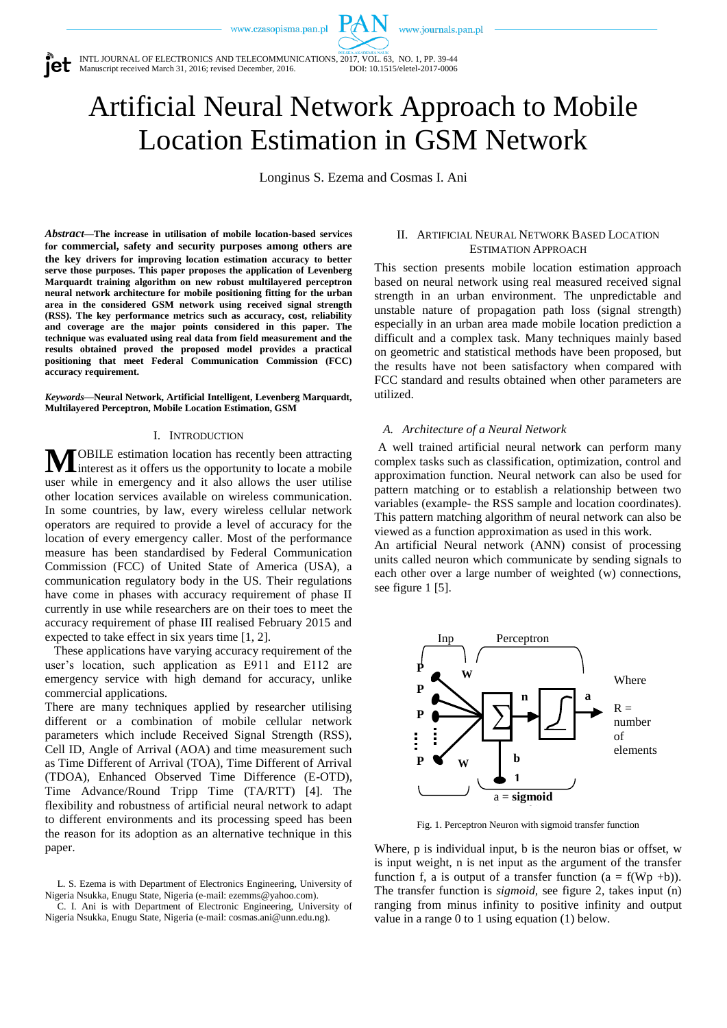# Artificial Neural Network Approach to Mobile Location Estimation in GSM Network

Longinus S. Ezema and Cosmas I. Ani

***Abstract*—The increase in utilisation of mobile location-based services for commercial, safety and security purposes among others are the key drivers for improving location estimation accuracy to better serve those purposes. This paper proposes the application of Levenberg Marquardt training algorithm on new robust multilayered perceptron neural network architecture for mobile positioning fitting for the urban area in the considered GSM network using received signal strength (RSS). The key performance metrics such as accuracy, cost, reliability and coverage are the major points considered in this paper. The technique was evaluated using real data from field measurement and the results obtained proved the proposed model provides a practical positioning that meet Federal Communication Commission (FCC) accuracy requirement.**

***Keywords*—Neural Network, Artificial Intelligent, Levenberg Marquardt, Multilayered Perceptron, Mobile Location Estimation, GSM**

## I. Introduction

MOBILE estimation location has recently been attracting interest as it offers us the opportunity to locate a mobile user while in emergency and it also allows the user utilise other location services available on wireless communication. In some countries, by law, every wireless cellular network operators are required to provide a level of accuracy for the location of every emergency caller. Most of the performance measure has been standardised by Federal Communication Commission (FCC) of United State of America (USA), a communication regulatory body in the US. Their regulations have come in phases with accuracy requirement of phase II currently in use while researchers are on their toes to meet the accuracy requirement of phase III realised February 2015 and expected to take effect in six years time [1, 2].

These applications have varying accuracy requirement of the user's location, such application as E911 and E112 are emergency service with high demand for accuracy, unlike commercial applications.

There are many techniques applied by researcher utilising different or a combination of mobile cellular network parameters which include Received Signal Strength (RSS), Cell ID, Angle of Arrival (AOA) and time measurement such as Time Different of Arrival (TOA), Time Different of Arrival (TDOA), Enhanced Observed Time Difference (E-OTD), Time Advance/Round Tripp Time (TA/RTT) [4]. The flexibility and robustness of artificial neural network to adapt to different environments and its processing speed has been the reason for its adoption as an alternative technique in this paper.

L. S. Ezema is with Department of Electronics Engineering, University of Nigeria Nsukka, Enugu State, Nigeria (e-mail: ezemms@yahoo.com).

C. I. Ani is with Department of Electronic Engineering, University of Nigeria Nsukka, Enugu State, Nigeria (e-mail: cosmas.ani@unn.edu.ng).

## II. Artificial Neural Network Based Location Estimation Approach

This section presents mobile location estimation approach based on neural network using real measured received signal strength in an urban environment. The unpredictable and unstable nature of propagation path loss (signal strength) especially in an urban area made mobile location prediction a difficult and a complex task. Many techniques mainly based on geometric and statistical methods have been proposed, but the results have not been satisfactory when compared with FCC standard and results obtained when other parameters are utilized.

### *A. Architecture of a Neural Network*

A well trained artificial neural network can perform many complex tasks such as classification, optimization, control and approximation function. Neural network can also be used for pattern matching or to establish a relationship between two variables (example- the RSS sample and location coordinates). This pattern matching algorithm of neural network can also be viewed as a function approximation as used in this work.

An artificial Neural network (ANN) consist of processing units called neuron which communicate by sending signals to each other over a large number of weighted (w) connections, see figure 1 [5].

Fig. 1. Perceptron Neuron with sigmoid transfer function

Where, p is individual input, b is the neuron bias or offset, w is input weight, n is net input as the argument of the transfer function f, a is output of a transfer function ($a = f(Wp + b)$). The transfer function is *sigmoid,* see figure 2, takes input (n) ranging from minus infinity to positive infinity and output value in a range 0 to 1 using equation (1) below.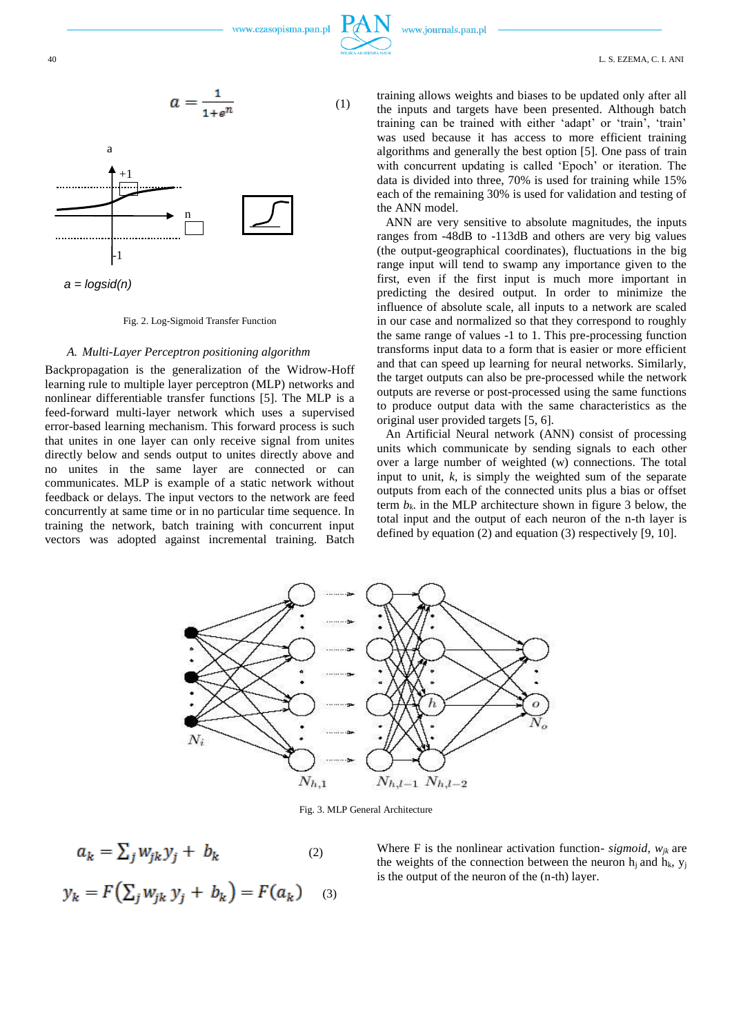$$a = \frac{1}{1+e^{n}} \qquad (1)$$

a = logsid(n)

Fig. 2. Log-Sigmoid Transfer Function

### A. Multi-Layer Perceptron positioning algorithm

Backpropagation is the generalization of the Widrow-Hoff learning rule to multiple layer perceptron (MLP) networks and nonlinear differentiable transfer functions [5]. The MLP is a feed-forward multi-layer network which uses a supervised error-based learning mechanism. This forward process is such that unites in one layer can only receive signal from unites directly below and sends output to unites directly above and no unites in the same layer are connected or can communicates. MLP is example of a static network without feedback or delays. The input vectors to the network are feed concurrently at same time or in no particular time sequence. In training the network, batch training with concurrent input vectors was adopted against incremental training. Batch training allows weights and biases to be updated only after all the inputs and targets have been presented. Although batch training can be trained with either 'adapt' or 'train', 'train' was used because it has access to more efficient training algorithms and generally the best option [5]. One pass of train with concurrent updating is called 'Epoch' or iteration. The data is divided into three, 70% is used for training while 15% each of the remaining 30% is used for validation and testing of the ANN model.

ANN are very sensitive to absolute magnitudes, the inputs ranges from -48dB to -113dB and others are very big values (the output-geographical coordinates), fluctuations in the big range input will tend to swamp any importance given to the first, even if the first input is much more important in predicting the desired output. In order to minimize the influence of absolute scale, all inputs to a network are scaled in our case and normalized so that they correspond to roughly the same range of values -1 to 1. This pre-processing function transforms input data to a form that is easier or more efficient and that can speed up learning for neural networks. Similarly, the target outputs can also be pre-processed while the network outputs are reverse or post-processed using the same functions to produce output data with the same characteristics as the original user provided targets [5, 6].

An Artificial Neural network (ANN) consist of processing units which communicate by sending signals to each other over a large number of weighted (w) connections. The total input to unit, *k*, is simply the weighted sum of the separate outputs from each of the connected units plus a bias or offset term $b_k$. in the MLP architecture shown in figure 3 below, the total input and the output of each neuron of the n-th layer is defined by equation (2) and equation (3) respectively [9, 10].

Fig. 3. MLP General Architecture

$$a_k = \sum_j w_{jk} y_j + b_k \qquad (2)$$

$$y_k = F\left(\sum_j w_{jk} y_j + b_k\right) = F(a_k) \qquad (3)$$

Where F is the nonlinear activation function- *sigmoid*, $w_{jk}$ are the weights of the connection between the neuron $h_j$ and $h_k$, $y_j$ is the output of the neuron of the (n-th) layer.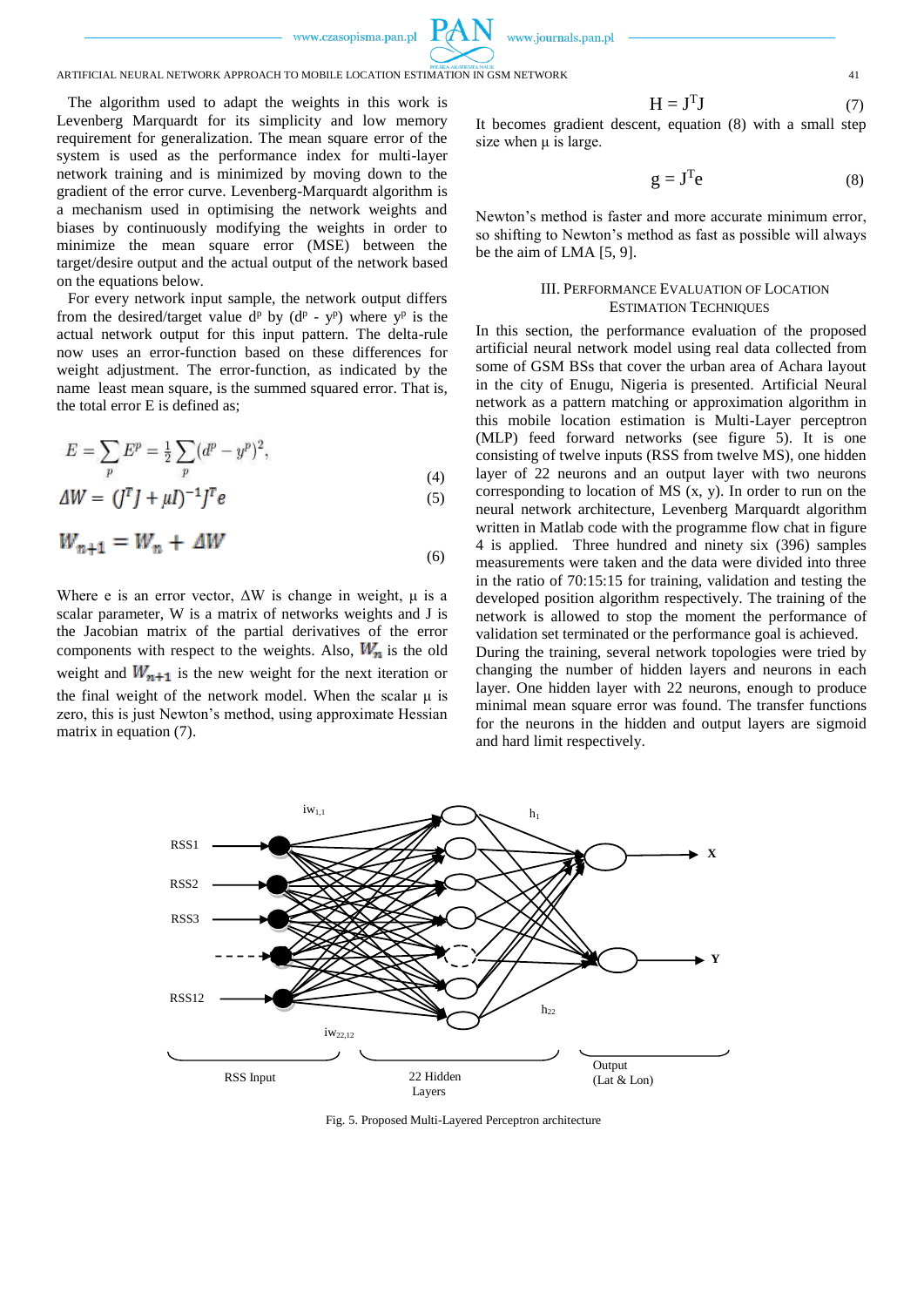The algorithm used to adapt the weights in this work is Levenberg Marquardt for its simplicity and low memory requirement for generalization. The mean square error of the system is used as the performance index for multi-layer network training and is minimized by moving down to the gradient of the error curve. Levenberg-Marquardt algorithm is a mechanism used in optimising the network weights and biases by continuously modifying the weights in order to minimize the mean square error (MSE) between the target/desire output and the actual output of the network based on the equations below.

For every network input sample, the network output differs from the desired/target value $d^p$ by $(d^p - y^p)$ where $y^p$ is the actual network output for this input pattern. The delta-rule now uses an error-function based on these differences for weight adjustment. The error-function, as indicated by the name least mean square, is the summed squared error. That is, the total error E is defined as;

$$E = \sum_p E^p = \frac{1}{2}\sum_p (d^p - y^p)^2, \tag{4}$$

$$\Delta W = (J^T J + \mu I)^{-1} J^T e \tag{5}$$

$$W_{n+1} = W_n + \Delta W \tag{6}$$

Where e is an error vector, ΔW is change in weight, μ is a scalar parameter, W is a matrix of networks weights and J is the Jacobian matrix of the partial derivatives of the error components with respect to the weights. Also, $W_n$ is the old weight and $W_{n+1}$ is the new weight for the next iteration or the final weight of the network model. When the scalar μ is zero, this is just Newton's method, using approximate Hessian matrix in equation (7).

$$H = J^T J \tag{7}$$

It becomes gradient descent, equation (8) with a small step size when μ is large.

$$g = J^T e \tag{8}$$

Newton's method is faster and more accurate minimum error, so shifting to Newton's method as fast as possible will always be the aim of LMA [5, 9].

## III. Performance Evaluation of Location Estimation Techniques

In this section, the performance evaluation of the proposed artificial neural network model using real data collected from some of GSM BSs that cover the urban area of Achara layout in the city of Enugu, Nigeria is presented. Artificial Neural network as a pattern matching or approximation algorithm in this mobile location estimation is Multi-Layer perceptron (MLP) feed forward networks (see figure 5). It is one consisting of twelve inputs (RSS from twelve MS), one hidden layer of 22 neurons and an output layer with two neurons corresponding to location of MS (x, y). In order to run on the neural network architecture, Levenberg Marquardt algorithm written in Matlab code with the programme flow chat in figure 4 is applied. Three hundred and ninety six (396) samples measurements were taken and the data were divided into three in the ratio of 70:15:15 for training, validation and testing the developed position algorithm respectively. The training of the network is allowed to stop the moment the performance of validation set terminated or the performance goal is achieved. During the training, several network topologies were tried by changing the number of hidden layers and neurons in each layer. One hidden layer with 22 neurons, enough to produce minimal mean square error was found. The transfer functions for the neurons in the hidden and output layers are sigmoid and hard limit respectively.

Fig. 5. Proposed Multi-Layered Perceptron architecture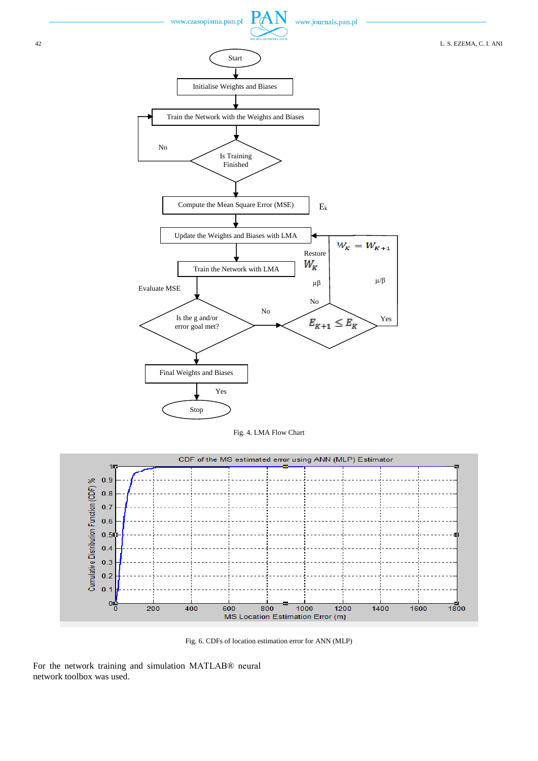Fig. 4. LMA Flow Chart

Fig. 6. CDFs of location estimation error for ANN (MLP)

For the network training and simulation MATLAB® neural network toolbox was used.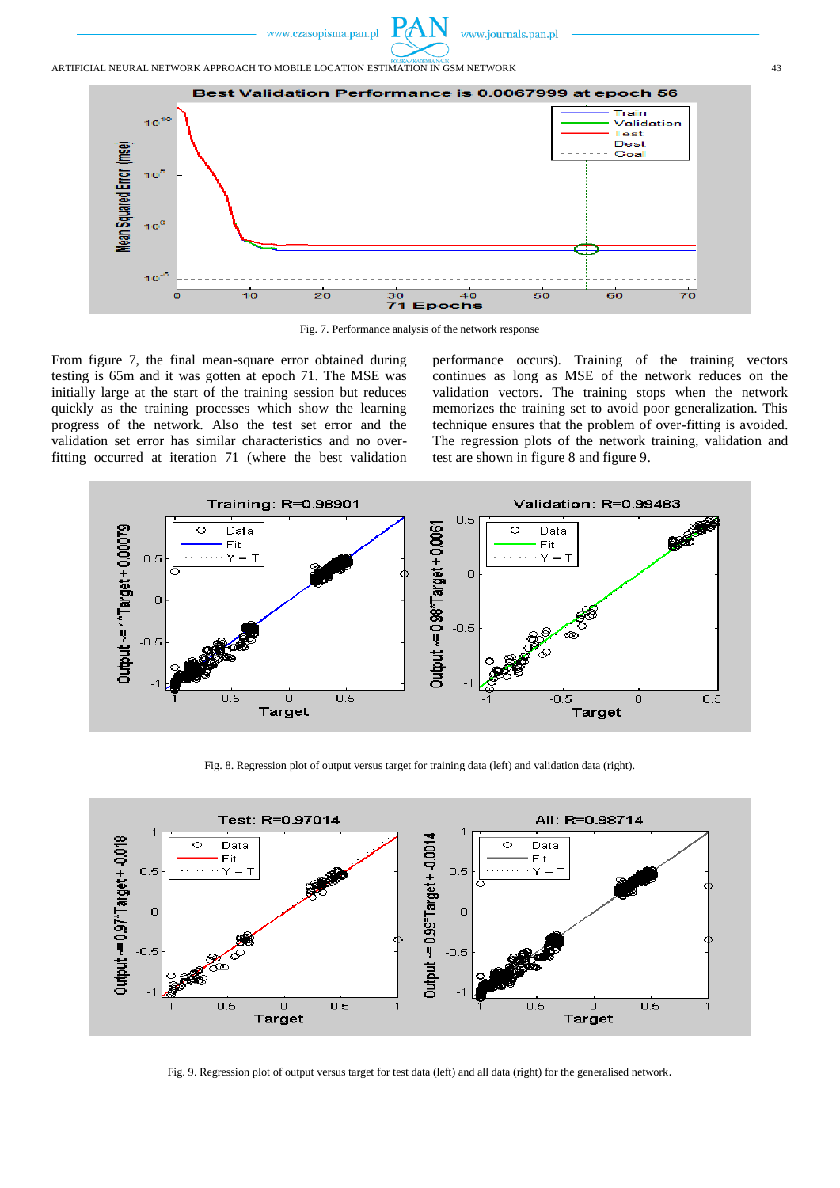Fig. 7. Performance analysis of the network response

From figure 7, the final mean-square error obtained during testing is 65m and it was gotten at epoch 71. The MSE was initially large at the start of the training session but reduces quickly as the training processes which show the learning progress of the network. Also the test set error and the validation set error has similar characteristics and no over-fitting occurred at iteration 71 (where the best validation performance occurs). Training of the training vectors continues as long as MSE of the network reduces on the validation vectors. The training stops when the network memorizes the training set to avoid poor generalization. This technique ensures that the problem of over-fitting is avoided. The regression plots of the network training, validation and test are shown in figure 8 and figure 9.

Fig. 8. Regression plot of output versus target for training data (left) and validation data (right).

Fig. 9. Regression plot of output versus target for test data (left) and all data (right) for the generalised network.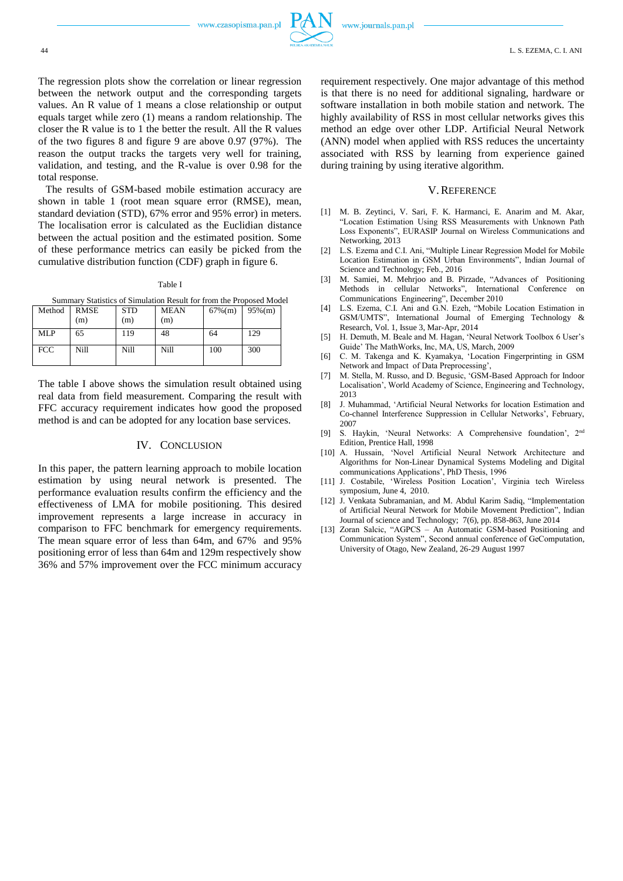The regression plots show the correlation or linear regression between the network output and the corresponding targets values. An R value of 1 means a close relationship or output equals target while zero (1) means a random relationship. The closer the R value is to 1 the better the result. All the R values of the two figures 8 and figure 9 are above 0.97 (97%). The reason the output tracks the targets very well for training, validation, and testing, and the R-value is over 0.98 for the total response.

The results of GSM-based mobile estimation accuracy are shown in table 1 (root mean square error (RMSE), mean, standard deviation (STD), 67% error and 95% error) in meters. The localisation error is calculated as the Euclidian distance between the actual position and the estimated position. Some of these performance metrics can easily be picked from the cumulative distribution function (CDF) graph in figure 6.

Table I

Summary Statistics of Simulation Result for from the Proposed Model

| Method | RMSE (m) | STD (m) | MEAN (m) | 67%(m) | 95%(m) |
|---|---|---|---|---|---|
| MLP | 65 | 119 | 48 | 64 | 129 |
| FCC | Nill | Nill | Nill | 100 | 300 |

The table I above shows the simulation result obtained using real data from field measurement. Comparing the result with FFC accuracy requirement indicates how good the proposed method is and can be adopted for any location base services.

## IV. Conclusion

In this paper, the pattern learning approach to mobile location estimation by using neural network is presented. The performance evaluation results confirm the efficiency and the effectiveness of LMA for mobile positioning. This desired improvement represents a large increase in accuracy in comparison to FFC benchmark for emergency requirements. The mean square error of less than 64m, and 67% and 95% positioning error of less than 64m and 129m respectively show 36% and 57% improvement over the FCC minimum accuracy requirement respectively. One major advantage of this method is that there is no need for additional signaling, hardware or software installation in both mobile station and network. The highly availability of RSS in most cellular networks gives this method an edge over other LDP. Artificial Neural Network (ANN) model when applied with RSS reduces the uncertainty associated with RSS by learning from experience gained during training by using iterative algorithm.

## V. Reference

[1] M. B. Zeytinci, V. Sari, F. K. Harmanci, E. Anarim and M. Akar, "Location Estimation Using RSS Measurements with Unknown Path Loss Exponents", EURASIP Journal on Wireless Communications and Networking, 2013

[2] L.S. Ezema and C.I. Ani, "Multiple Linear Regression Model for Mobile Location Estimation in GSM Urban Environments", Indian Journal of Science and Technology; Feb., 2016

[3] M. Samiei, M. Mehrjoo and B. Pirzade, "Advances of Positioning Methods in cellular Networks", International Conference on Communications Engineering", December 2010

[4] L.S. Ezema, C.I. Ani and G.N. Ezeh, "Mobile Location Estimation in GSM/UMTS", International Journal of Emerging Technology & Research, Vol. 1, Issue 3, Mar-Apr, 2014

[5] H. Demuth, M. Beale and M. Hagan, 'Neural Network Toolbox 6 User's Guide' The MathWorks, Inc, MA, US, March, 2009

[6] C. M. Takenga and K. Kyamakya, 'Location Fingerprinting in GSM Network and Impact of Data Preprocessing',

[7] M. Stella, M. Russo, and D. Begusic, 'GSM-Based Approach for Indoor Localisation', World Academy of Science, Engineering and Technology, 2013

[8] J. Muhammad, 'Artificial Neural Networks for location Estimation and Co-channel Interference Suppression in Cellular Networks', February, 2007

[9] S. Haykin, 'Neural Networks: A Comprehensive foundation', 2nd Edition, Prentice Hall, 1998

[10] A. Hussain, 'Novel Artificial Neural Network Architecture and Algorithms for Non-Linear Dynamical Systems Modeling and Digital communications Applications', PhD Thesis, 1996

[11] J. Costabile, 'Wireless Position Location', Virginia tech Wireless symposium, June 4, 2010.

[12] J. Venkata Subramanian, and M. Abdul Karim Sadiq, "Implementation of Artificial Neural Network for Mobile Movement Prediction", Indian Journal of science and Technology; 7(6), pp. 858-863, June 2014

[13] Zoran Salcic, "AGPCS – An Automatic GSM-based Positioning and Communication System", Second annual conference of GeComputation, University of Otago, New Zealand, 26-29 August 1997